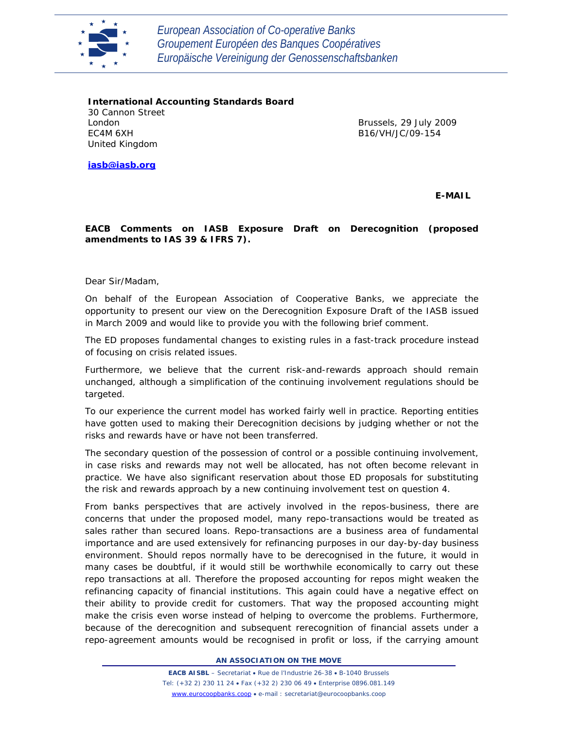European Association of Co-operative Banks
Groupement Européen des Banques Coopératives
Europäische Vereinigung der Genossenschaftsbanken

**International Accounting Standards Board**
30 Cannon Street
London
EC4M 6XH
United Kingdom

**iasb@iasb.org**

Brussels, 29 July 2009
B16/VH/JC/09-154

**E-MAIL**

**EACB Comments on IASB Exposure Draft on Derecognition (proposed amendments to IAS 39 & IFRS 7).**

Dear Sir/Madam,

On behalf of the European Association of Cooperative Banks, we appreciate the opportunity to present our view on the Derecognition Exposure Draft of the IASB issued in March 2009 and would like to provide you with the following brief comment.

The ED proposes fundamental changes to existing rules in a fast-track procedure instead of focusing on crisis related issues.

Furthermore, we believe that the current risk-and-rewards approach should remain unchanged, although a simplification of the continuing involvement regulations should be targeted.

To our experience the current model has worked fairly well in practice. Reporting entities have gotten used to making their Derecognition decisions by judging whether or not the risks and rewards have or have not been transferred.

The secondary question of the possession of control or a possible continuing involvement, in case risks and rewards may not well be allocated, has not often become relevant in practice. We have also significant reservation about those ED proposals for substituting the risk and rewards approach by a new continuing involvement test on question 4.

From banks perspectives that are actively involved in the repos-business, there are concerns that under the proposed model, many repo-transactions would be treated as sales rather than secured loans. Repo-transactions are a business area of fundamental importance and are used extensively for refinancing purposes in our day-by-day business environment. Should repos normally have to be derecognised in the future, it would in many cases be doubtful, if it would still be worthwhile economically to carry out these repo transactions at all. Therefore the proposed accounting for repos might weaken the refinancing capacity of financial institutions. This again could have a negative effect on their ability to provide credit for customers. That way the proposed accounting might make the crisis even worse instead of helping to overcome the problems. Furthermore, because of the derecognition and subsequent rerecognition of financial assets under a repo-agreement amounts would be recognised in profit or loss, if the carrying amount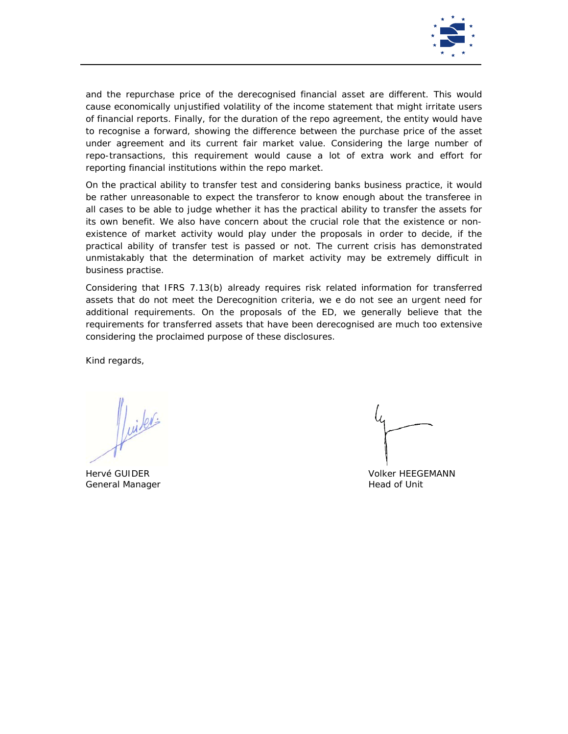and the repurchase price of the derecognised financial asset are different. This would cause economically unjustified volatility of the income statement that might irritate users of financial reports. Finally, for the duration of the repo agreement, the entity would have to recognise a forward, showing the difference between the purchase price of the asset under agreement and its current fair market value. Considering the large number of repo-transactions, this requirement would cause a lot of extra work and effort for reporting financial institutions within the repo market.

On the practical ability to transfer test and considering banks business practice, it would be rather unreasonable to expect the transferor to know enough about the transferee in all cases to be able to judge whether it has the practical ability to transfer the assets for its own benefit. We also have concern about the crucial role that the existence or non-existence of market activity would play under the proposals in order to decide, if the practical ability of transfer test is passed or not. The current crisis has demonstrated unmistakably that the determination of market activity may be extremely difficult in business practise.

Considering that IFRS 7.13(b) already requires risk related information for transferred assets that do not meet the Derecognition criteria, we e do not see an urgent need for additional requirements. On the proposals of the ED, we generally believe that the requirements for transferred assets that have been derecognised are much too extensive considering the proclaimed purpose of these disclosures.

Kind regards,

Hervé GUIDER
General Manager

Volker HEEGEMANN
Head of Unit